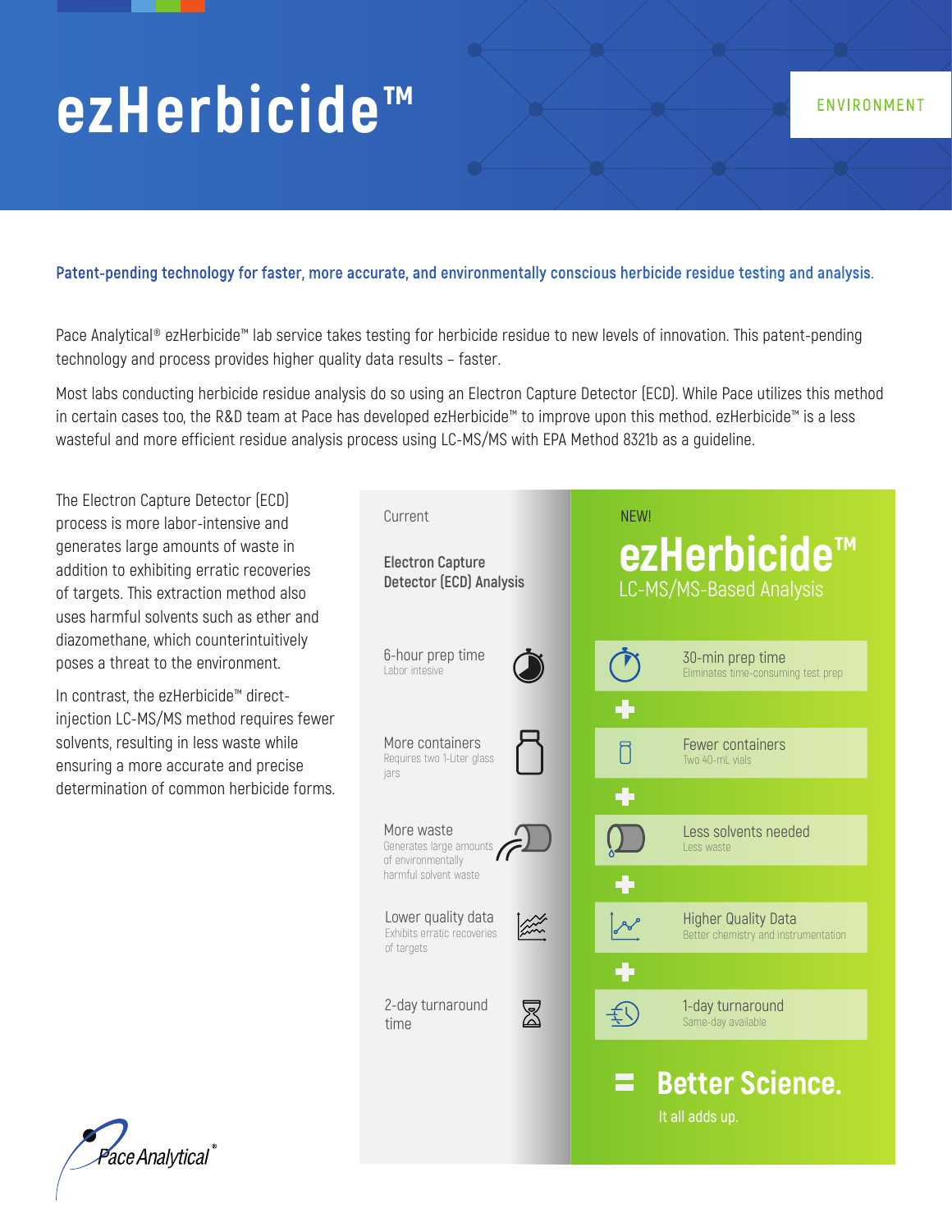# ezHerbicide™

ENVIRONMENT

**Patent-pending technology for faster, more accurate, and environmentally conscious herbicide residue testing and analysis.**

Pace Analytical® ezHerbicide™ lab service takes testing for herbicide residue to new levels of innovation. This patent-pending technology and process provides higher quality data results – faster.

Most labs conducting herbicide residue analysis do so using an Electron Capture Detector (ECD). While Pace utilizes this method in certain cases too, the R&D team at Pace has developed ezHerbicide™ to improve upon this method. ezHerbicide™ is a less wasteful and more efficient residue analysis process using LC-MS/MS with EPA Method 8321b as a guideline.

The Electron Capture Detector (ECD) process is more labor-intensive and generates large amounts of waste in addition to exhibiting erratic recoveries of targets. This extraction method also uses harmful solvents such as ether and diazomethane, which counterintuitively poses a threat to the environment.

In contrast, the ezHerbicide™ direct-injection LC-MS/MS method requires fewer solvents, resulting in less waste while ensuring a more accurate and precise determination of common herbicide forms.

| Current: Electron Capture Detector (ECD) Analysis | NEW! ezHerbicide™ LC-MS/MS-Based Analysis |
| --- | --- |
| 6-hour prep time – Labor intesive | 30-min prep time – Eliminates time-consuming test prep |
| More containers – Requires two 1-Liter glass jars | Fewer containers – Two 40-mL vials |
| More waste – Generates large amounts of environmentally harmful solvent waste | Less solvents needed – Less waste |
| Lower quality data – Exhibits erratic recoveries of targets | Higher Quality Data – Better chemistry and instrumentation |
| 2-day turnaround time | 1-day turnaround – Same-day available |

= **Better Science.** It all adds up.

Pace Analytical®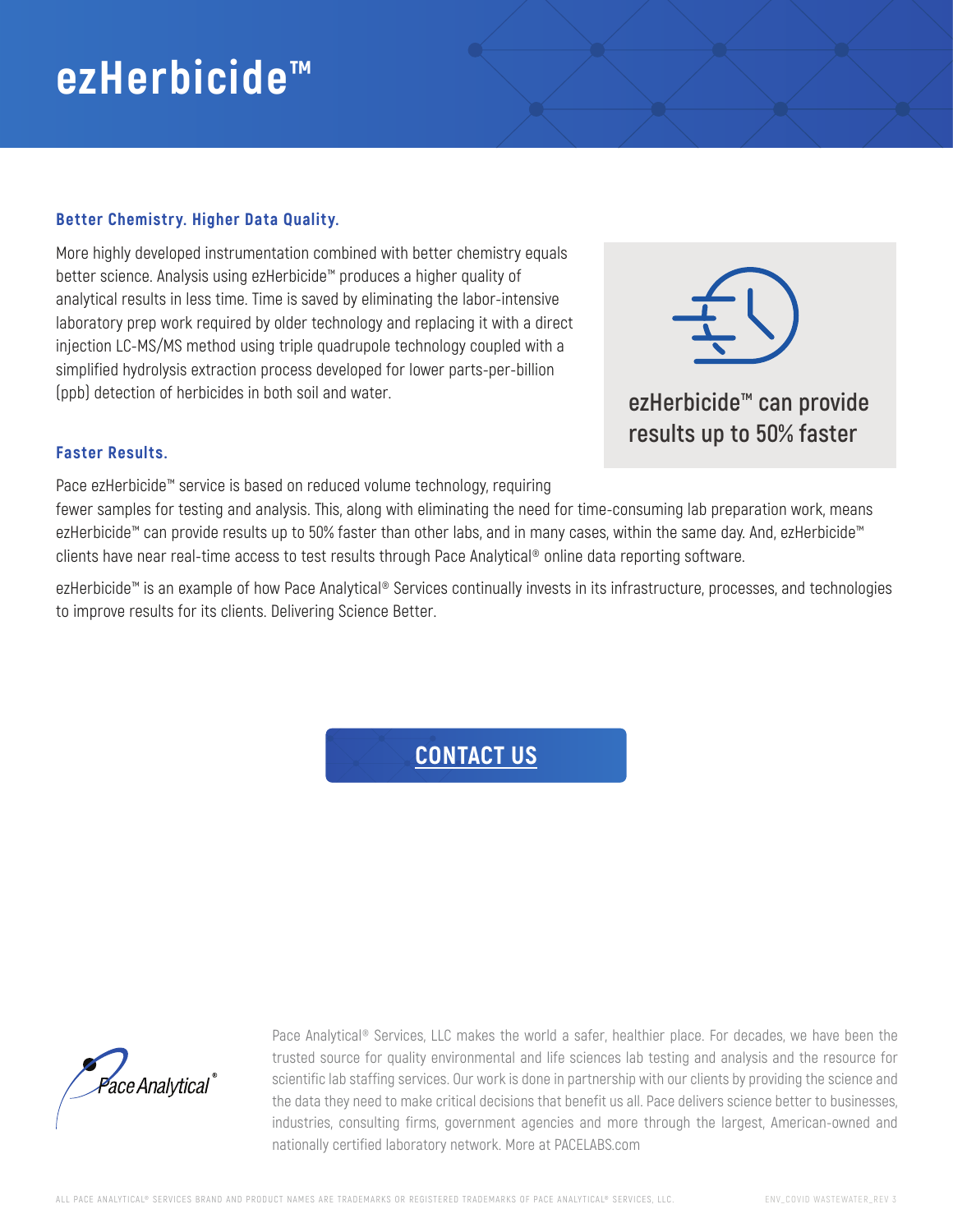# ezHerbicide™

### Better Chemistry. Higher Data Quality.

More highly developed instrumentation combined with better chemistry equals better science. Analysis using ezHerbicide™ produces a higher quality of analytical results in less time. Time is saved by eliminating the labor-intensive laboratory prep work required by older technology and replacing it with a direct injection LC-MS/MS method using triple quadrupole technology coupled with a simplified hydrolysis extraction process developed for lower parts-per-billion (ppb) detection of herbicides in both soil and water.

ezHerbicide™ can provide results up to 50% faster

### Faster Results.

Pace ezHerbicide™ service is based on reduced volume technology, requiring fewer samples for testing and analysis. This, along with eliminating the need for time-consuming lab preparation work, means ezHerbicide™ can provide results up to 50% faster than other labs, and in many cases, within the same day. And, ezHerbicide™ clients have near real-time access to test results through Pace Analytical® online data reporting software.

ezHerbicide™ is an example of how Pace Analytical® Services continually invests in its infrastructure, processes, and technologies to improve results for its clients. Delivering Science Better.

**CONTACT US**

Pace Analytical® Services, LLC makes the world a safer, healthier place. For decades, we have been the trusted source for quality environmental and life sciences lab testing and analysis and the resource for scientific lab staffing services. Our work is done in partnership with our clients by providing the science and the data they need to make critical decisions that benefit us all. Pace delivers science better to businesses, industries, consulting firms, government agencies and more through the largest, American-owned and nationally certified laboratory network. More at PACELABS.com

ALL PACE ANALYTICAL® SERVICES BRAND AND PRODUCT NAMES ARE TRADEMARKS OR REGISTERED TRADEMARKS OF PACE ANALYTICAL® SERVICES, LLC.